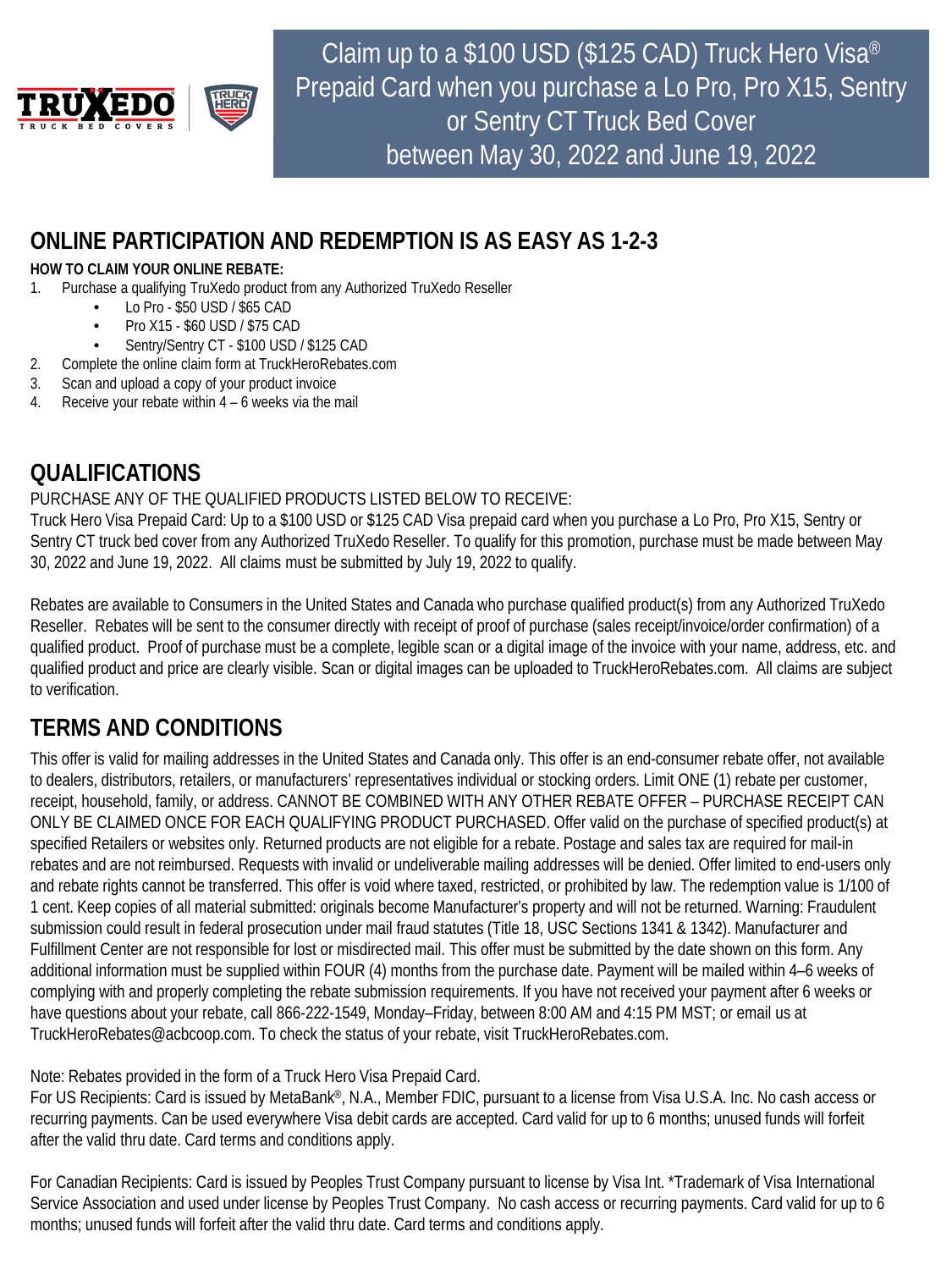Claim up to a $100 USD ($125 CAD) Truck Hero Visa® Prepaid Card when you purchase a Lo Pro, Pro X15, Sentry or Sentry CT Truck Bed Cover between May 30, 2022 and June 19, 2022

## ONLINE PARTICIPATION AND REDEMPTION IS AS EASY AS 1-2-3

**HOW TO CLAIM YOUR ONLINE REBATE:**

1. Purchase a qualifying TruXedo product from any Authorized TruXedo Reseller
   - Lo Pro - $50 USD / $65 CAD
   - Pro X15 - $60 USD / $75 CAD
   - Sentry/Sentry CT - $100 USD / $125 CAD
2. Complete the online claim form at TruckHeroRebates.com
3. Scan and upload a copy of your product invoice
4. Receive your rebate within 4 – 6 weeks via the mail

## QUALIFICATIONS

PURCHASE ANY OF THE QUALIFIED PRODUCTS LISTED BELOW TO RECEIVE:

Truck Hero Visa Prepaid Card: Up to a $100 USD or $125 CAD Visa prepaid card when you purchase a Lo Pro, Pro X15, Sentry or Sentry CT truck bed cover from any Authorized TruXedo Reseller. To qualify for this promotion, purchase must be made between May 30, 2022 and June 19, 2022. All claims must be submitted by July 19, 2022 to qualify.

Rebates are available to Consumers in the United States and Canada who purchase qualified product(s) from any Authorized TruXedo Reseller. Rebates will be sent to the consumer directly with receipt of proof of purchase (sales receipt/invoice/order confirmation) of a qualified product. Proof of purchase must be a complete, legible scan or a digital image of the invoice with your name, address, etc. and qualified product and price are clearly visible. Scan or digital images can be uploaded to TruckHeroRebates.com. All claims are subject to verification.

## TERMS AND CONDITIONS

This offer is valid for mailing addresses in the United States and Canada only. This offer is an end-consumer rebate offer, not available to dealers, distributors, retailers, or manufacturers' representatives individual or stocking orders. Limit ONE (1) rebate per customer, receipt, household, family, or address. CANNOT BE COMBINED WITH ANY OTHER REBATE OFFER – PURCHASE RECEIPT CAN ONLY BE CLAIMED ONCE FOR EACH QUALIFYING PRODUCT PURCHASED. Offer valid on the purchase of specified product(s) at specified Retailers or websites only. Returned products are not eligible for a rebate. Postage and sales tax are required for mail-in rebates and are not reimbursed. Requests with invalid or undeliverable mailing addresses will be denied. Offer limited to end-users only and rebate rights cannot be transferred. This offer is void where taxed, restricted, or prohibited by law. The redemption value is 1/100 of 1 cent. Keep copies of all material submitted: originals become Manufacturer's property and will not be returned. Warning: Fraudulent submission could result in federal prosecution under mail fraud statutes (Title 18, USC Sections 1341 & 1342). Manufacturer and Fulfillment Center are not responsible for lost or misdirected mail. This offer must be submitted by the date shown on this form. Any additional information must be supplied within FOUR (4) months from the purchase date. Payment will be mailed within 4–6 weeks of complying with and properly completing the rebate submission requirements. If you have not received your payment after 6 weeks or have questions about your rebate, call 866-222-1549, Monday–Friday, between 8:00 AM and 4:15 PM MST; or email us at TruckHeroRebates@acbcoop.com. To check the status of your rebate, visit TruckHeroRebates.com.

Note: Rebates provided in the form of a Truck Hero Visa Prepaid Card.

For US Recipients: Card is issued by MetaBank®, N.A., Member FDIC, pursuant to a license from Visa U.S.A. Inc. No cash access or recurring payments. Can be used everywhere Visa debit cards are accepted. Card valid for up to 6 months; unused funds will forfeit after the valid thru date. Card terms and conditions apply.

For Canadian Recipients: Card is issued by Peoples Trust Company pursuant to license by Visa Int. *Trademark of Visa International Service Association and used under license by Peoples Trust Company. No cash access or recurring payments. Card valid for up to 6 months; unused funds will forfeit after the valid thru date. Card terms and conditions apply.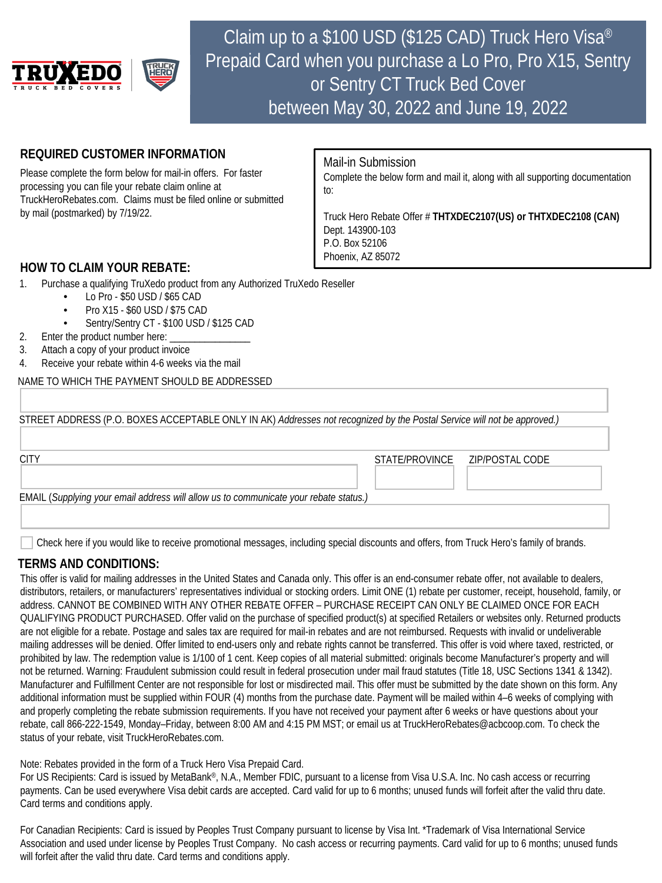# Claim up to a $100 USD ($125 CAD) Truck Hero Visa® Prepaid Card when you purchase a Lo Pro, Pro X15, Sentry or Sentry CT Truck Bed Cover between May 30, 2022 and June 19, 2022

## REQUIRED CUSTOMER INFORMATION

Please complete the form below for mail-in offers. For faster processing you can file your rebate claim online at TruckHeroRebates.com. Claims must be filed online or submitted by mail (postmarked) by 7/19/22.

### Mail-in Submission

Complete the below form and mail it, along with all supporting documentation to:

Truck Hero Rebate Offer # **THTXDEC2107(US) or THTXDEC2108 (CAN)**
Dept. 143900-103
P.O. Box 52106
Phoenix, AZ 85072

## HOW TO CLAIM YOUR REBATE:

1. Purchase a qualifying TruXedo product from any Authorized TruXedo Reseller
   - Lo Pro - $50 USD / $65 CAD
   - Pro X15 - $60 USD / $75 CAD
   - Sentry/Sentry CT - $100 USD / $125 CAD
2. Enter the product number here: _______________
3. Attach a copy of your product invoice
4. Receive your rebate within 4-6 weeks via the mail

NAME TO WHICH THE PAYMENT SHOULD BE ADDRESSED

STREET ADDRESS (P.O. BOXES ACCEPTABLE ONLY IN AK) *Addresses not recognized by the Postal Service will not be approved.)*

CITY

STATE/PROVINCE

ZIP/POSTAL CODE

EMAIL (*Supplying your email address will allow us to communicate your rebate status.)*

☐ Check here if you would like to receive promotional messages, including special discounts and offers, from Truck Hero's family of brands.

## TERMS AND CONDITIONS:

This offer is valid for mailing addresses in the United States and Canada only. This offer is an end-consumer rebate offer, not available to dealers, distributors, retailers, or manufacturers' representatives individual or stocking orders. Limit ONE (1) rebate per customer, receipt, household, family, or address. CANNOT BE COMBINED WITH ANY OTHER REBATE OFFER – PURCHASE RECEIPT CAN ONLY BE CLAIMED ONCE FOR EACH QUALIFYING PRODUCT PURCHASED. Offer valid on the purchase of specified product(s) at specified Retailers or websites only. Returned products are not eligible for a rebate. Postage and sales tax are required for mail-in rebates and are not reimbursed. Requests with invalid or undeliverable mailing addresses will be denied. Offer limited to end-users only and rebate rights cannot be transferred. This offer is void where taxed, restricted, or prohibited by law. The redemption value is 1/100 of 1 cent. Keep copies of all material submitted: originals become Manufacturer's property and will not be returned. Warning: Fraudulent submission could result in federal prosecution under mail fraud statutes (Title 18, USC Sections 1341 & 1342). Manufacturer and Fulfillment Center are not responsible for lost or misdirected mail. This offer must be submitted by the date shown on this form. Any additional information must be supplied within FOUR (4) months from the purchase date. Payment will be mailed within 4–6 weeks of complying with and properly completing the rebate submission requirements. If you have not received your payment after 6 weeks or have questions about your rebate, call 866-222-1549, Monday–Friday, between 8:00 AM and 4:15 PM MST; or email us at TruckHeroRebates@acbcoop.com. To check the status of your rebate, visit TruckHeroRebates.com.

Note: Rebates provided in the form of a Truck Hero Visa Prepaid Card.
For US Recipients: Card is issued by MetaBank®, N.A., Member FDIC, pursuant to a license from Visa U.S.A. Inc. No cash access or recurring payments. Can be used everywhere Visa debit cards are accepted. Card valid for up to 6 months; unused funds will forfeit after the valid thru date. Card terms and conditions apply.

For Canadian Recipients: Card is issued by Peoples Trust Company pursuant to license by Visa Int. *Trademark of Visa International Service Association and used under license by Peoples Trust Company. No cash access or recurring payments. Card valid for up to 6 months; unused funds will forfeit after the valid thru date. Card terms and conditions apply.